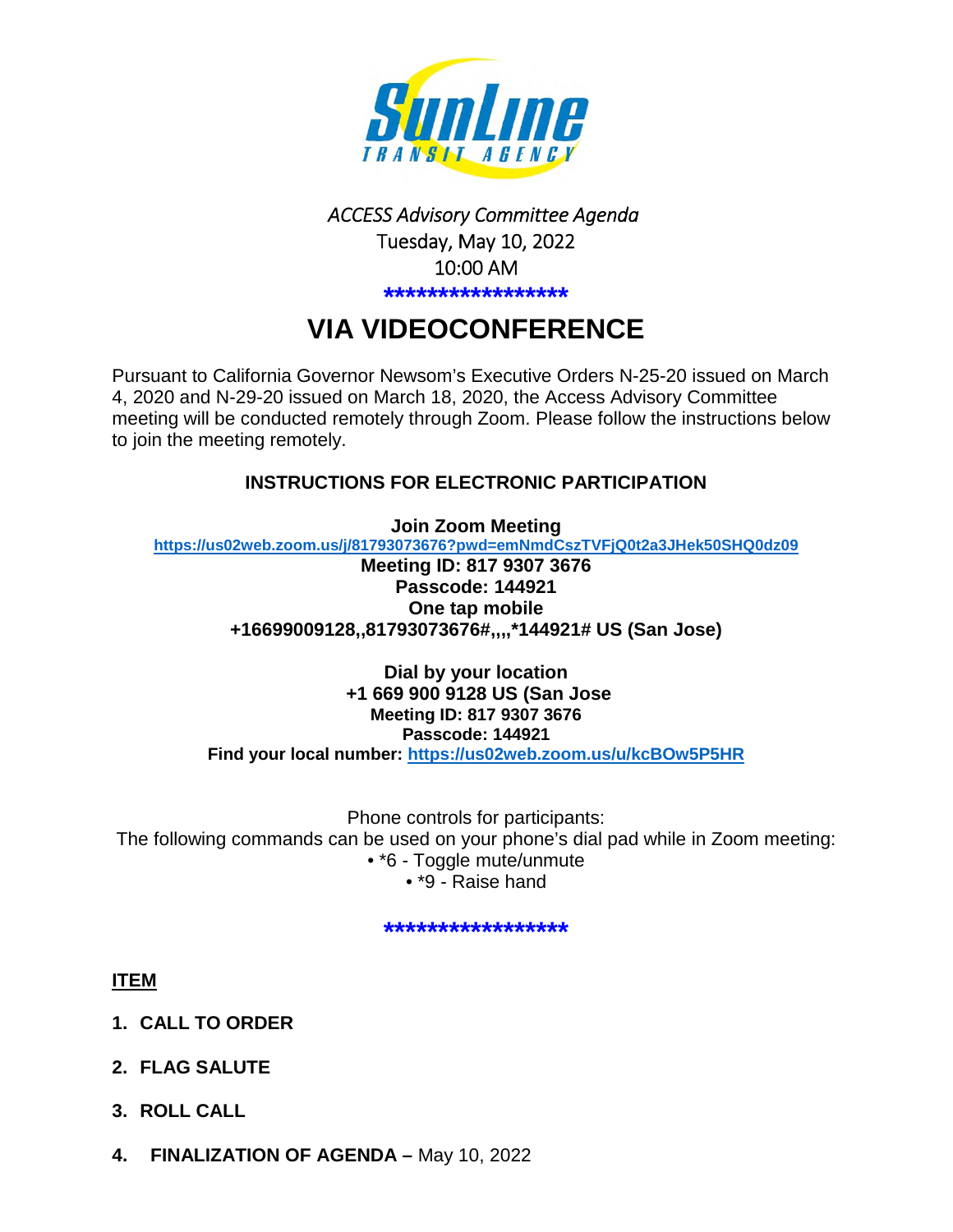*ACCESS Advisory Committee Agenda*
Tuesday, May 10, 2022
10:00 AM

\*\*\*\*\*\*\*\*\*\*\*\*\*\*\*\*\*\*

# VIA VIDEOCONFERENCE

Pursuant to California Governor Newsom's Executive Orders N-25-20 issued on March 4, 2020 and N-29-20 issued on March 18, 2020, the Access Advisory Committee meeting will be conducted remotely through Zoom. Please follow the instructions below to join the meeting remotely.

## INSTRUCTIONS FOR ELECTRONIC PARTICIPATION

**Join Zoom Meeting**
**https://us02web.zoom.us/j/81793073676?pwd=emNmdCszTVFjQ0t2a3JHek50SHQ0dz09**
**Meeting ID: 817 9307 3676**
**Passcode: 144921**
**One tap mobile**
**+16699009128,,81793073676#,,,,\*144921# US (San Jose)**

**Dial by your location**
**+1 669 900 9128 US (San Jose**
**Meeting ID: 817 9307 3676**
**Passcode: 144921**
**Find your local number: https://us02web.zoom.us/u/kcBOw5P5HR**

Phone controls for participants:
The following commands can be used on your phone's dial pad while in Zoom meeting:

- \*6 - Toggle mute/unmute
- \*9 - Raise hand

\*\*\*\*\*\*\*\*\*\*\*\*\*\*\*\*\*\*

**ITEM**

1. **CALL TO ORDER**
2. **FLAG SALUTE**
3. **ROLL CALL**
4. **FINALIZATION OF AGENDA –** May 10, 2022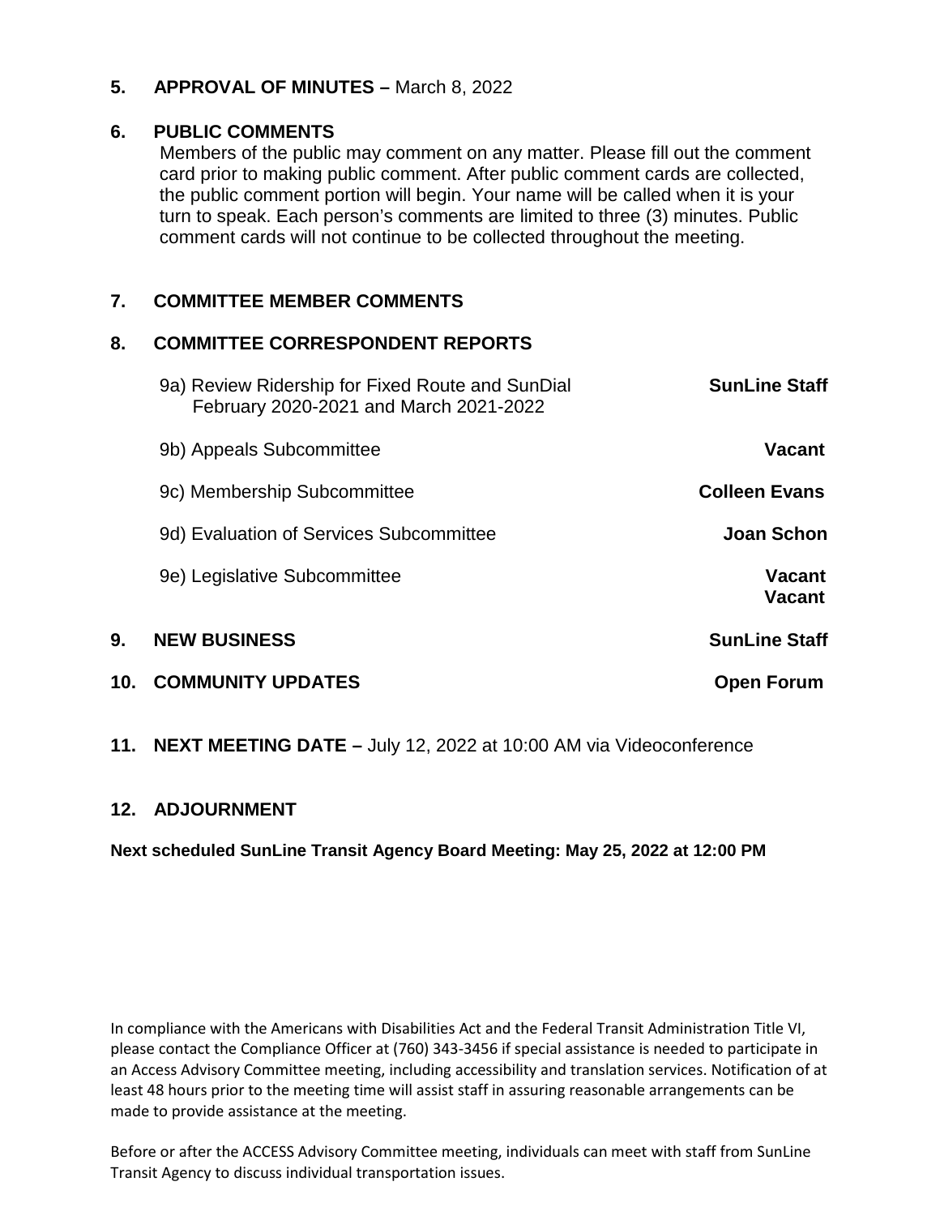**5. APPROVAL OF MINUTES –** March 8, 2022

**6. PUBLIC COMMENTS**

Members of the public may comment on any matter. Please fill out the comment card prior to making public comment. After public comment cards are collected, the public comment portion will begin. Your name will be called when it is your turn to speak. Each person's comments are limited to three (3) minutes. Public comment cards will not continue to be collected throughout the meeting.

**7. COMMITTEE MEMBER COMMENTS**

**8. COMMITTEE CORRESPONDENT REPORTS**

| | |
|---|---|
| 9a) Review Ridership for Fixed Route and SunDial February 2020-2021 and March 2021-2022 | **SunLine Staff** |
| 9b) Appeals Subcommittee | **Vacant** |
| 9c) Membership Subcommittee | **Colleen Evans** |
| 9d) Evaluation of Services Subcommittee | **Joan Schon** |
| 9e) Legislative Subcommittee | **Vacant**<br>**Vacant** |

**9. NEW BUSINESS** — **SunLine Staff**

**10. COMMUNITY UPDATES** — **Open Forum**

**11. NEXT MEETING DATE –** July 12, 2022 at 10:00 AM via Videoconference

**12. ADJOURNMENT**

**Next scheduled SunLine Transit Agency Board Meeting: May 25, 2022 at 12:00 PM**

In compliance with the Americans with Disabilities Act and the Federal Transit Administration Title VI, please contact the Compliance Officer at (760) 343-3456 if special assistance is needed to participate in an Access Advisory Committee meeting, including accessibility and translation services. Notification of at least 48 hours prior to the meeting time will assist staff in assuring reasonable arrangements can be made to provide assistance at the meeting.

Before or after the ACCESS Advisory Committee meeting, individuals can meet with staff from SunLine Transit Agency to discuss individual transportation issues.